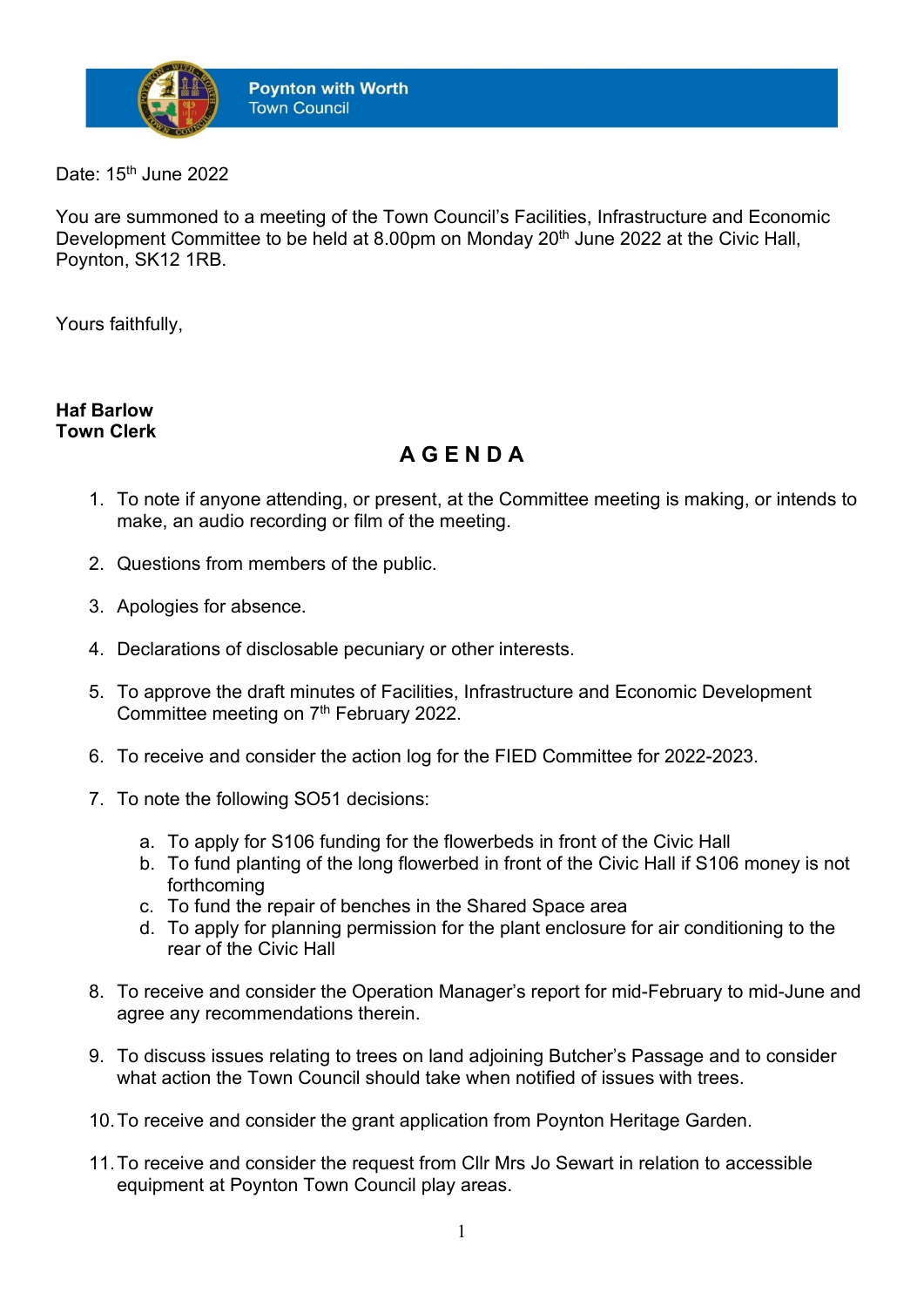**Poynton with Worth**
Town Council

Date: 15th June 2022

You are summoned to a meeting of the Town Council's Facilities, Infrastructure and Economic Development Committee to be held at 8.00pm on Monday 20th June 2022 at the Civic Hall, Poynton, SK12 1RB.

Yours faithfully,

**Haf Barlow**
**Town Clerk**

## A G E N D A

1. To note if anyone attending, or present, at the Committee meeting is making, or intends to make, an audio recording or film of the meeting.

2. Questions from members of the public.

3. Apologies for absence.

4. Declarations of disclosable pecuniary or other interests.

5. To approve the draft minutes of Facilities, Infrastructure and Economic Development Committee meeting on 7th February 2022.

6. To receive and consider the action log for the FIED Committee for 2022-2023.

7. To note the following SO51 decisions:

   a. To apply for S106 funding for the flowerbeds in front of the Civic Hall
   b. To fund planting of the long flowerbed in front of the Civic Hall if S106 money is not forthcoming
   c. To fund the repair of benches in the Shared Space area
   d. To apply for planning permission for the plant enclosure for air conditioning to the rear of the Civic Hall

8. To receive and consider the Operation Manager's report for mid-February to mid-June and agree any recommendations therein.

9. To discuss issues relating to trees on land adjoining Butcher's Passage and to consider what action the Town Council should take when notified of issues with trees.

10. To receive and consider the grant application from Poynton Heritage Garden.

11. To receive and consider the request from Cllr Mrs Jo Sewart in relation to accessible equipment at Poynton Town Council play areas.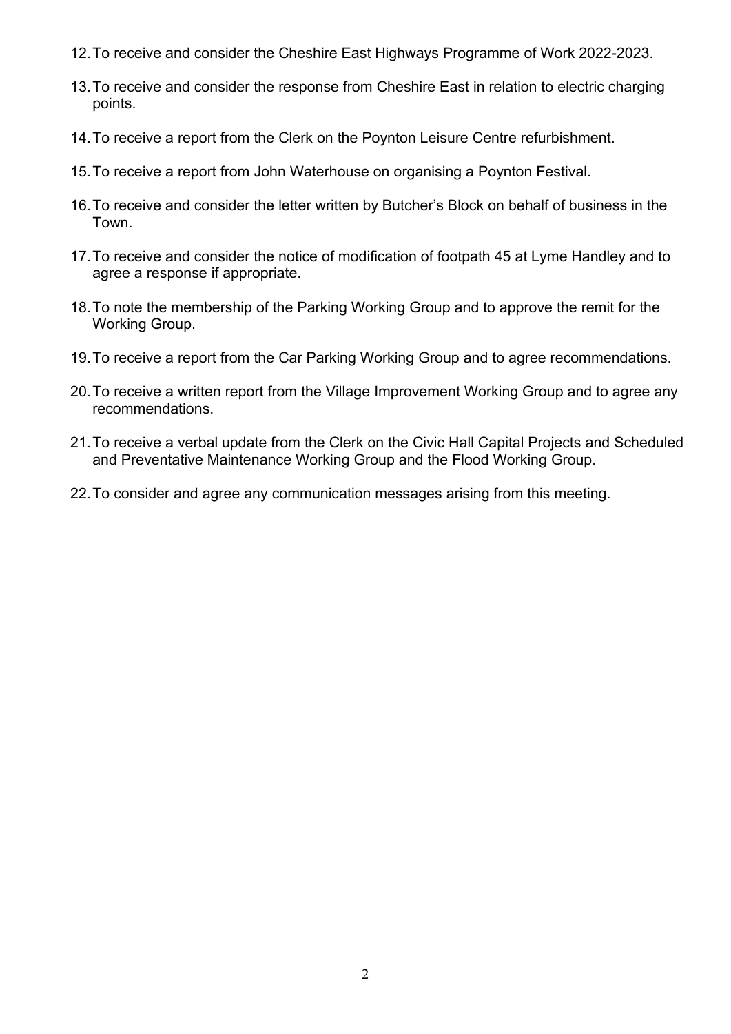12. To receive and consider the Cheshire East Highways Programme of Work 2022-2023.
13. To receive and consider the response from Cheshire East in relation to electric charging points.
14. To receive a report from the Clerk on the Poynton Leisure Centre refurbishment.
15. To receive a report from John Waterhouse on organising a Poynton Festival.
16. To receive and consider the letter written by Butcher's Block on behalf of business in the Town.
17. To receive and consider the notice of modification of footpath 45 at Lyme Handley and to agree a response if appropriate.
18. To note the membership of the Parking Working Group and to approve the remit for the Working Group.
19. To receive a report from the Car Parking Working Group and to agree recommendations.
20. To receive a written report from the Village Improvement Working Group and to agree any recommendations.
21. To receive a verbal update from the Clerk on the Civic Hall Capital Projects and Scheduled and Preventative Maintenance Working Group and the Flood Working Group.
22. To consider and agree any communication messages arising from this meeting.